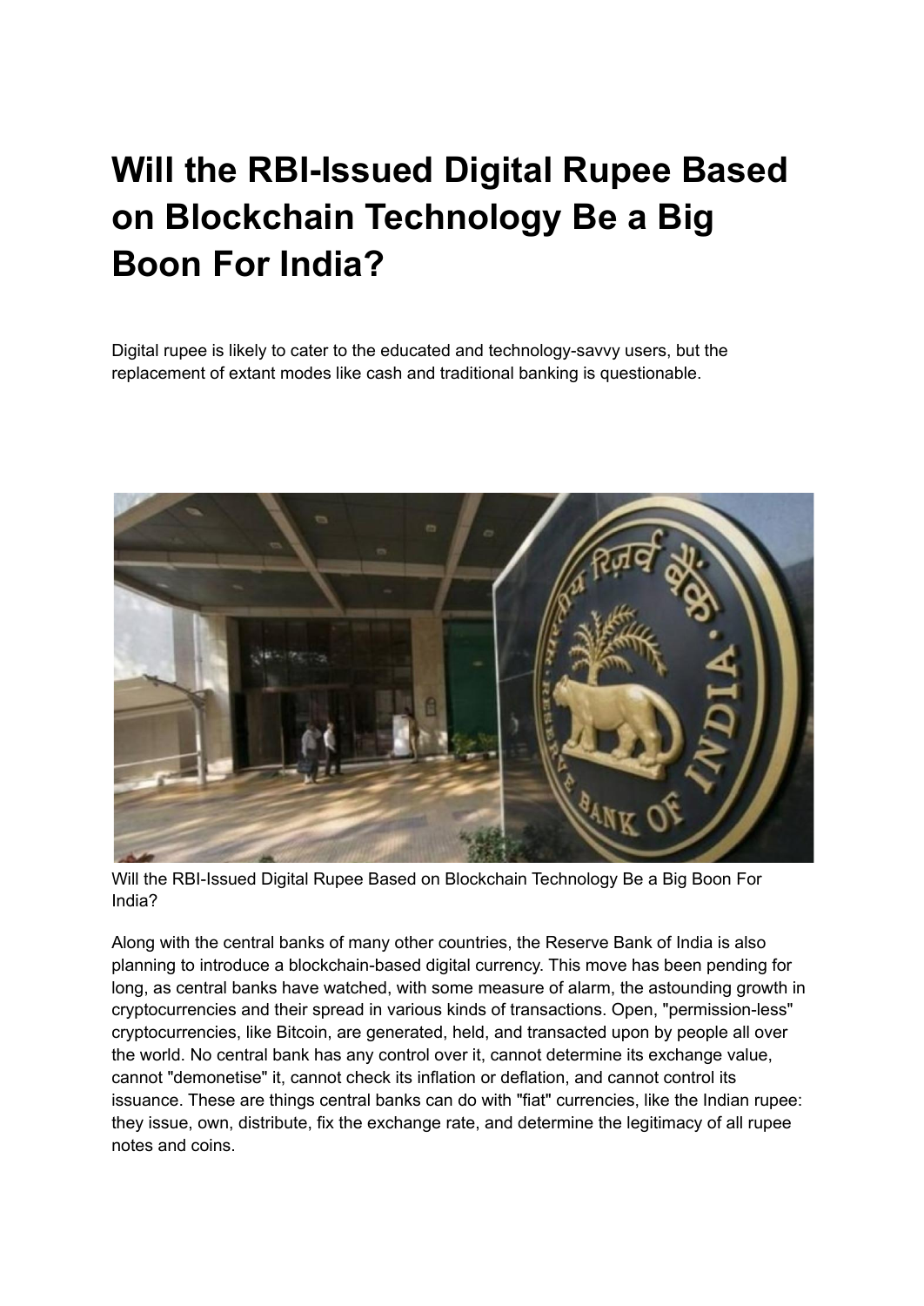# Will the RBI-Issued Digital Rupee Based on Blockchain Technology Be a Big Boon For India?

Digital rupee is likely to cater to the educated and technology-savvy users, but the replacement of extant modes like cash and traditional banking is questionable.

Will the RBI-Issued Digital Rupee Based on Blockchain Technology Be a Big Boon For India?

Along with the central banks of many other countries, the Reserve Bank of India is also planning to introduce a blockchain-based digital currency. This move has been pending for long, as central banks have watched, with some measure of alarm, the astounding growth in cryptocurrencies and their spread in various kinds of transactions. Open, "permission-less" cryptocurrencies, like Bitcoin, are generated, held, and transacted upon by people all over the world. No central bank has any control over it, cannot determine its exchange value, cannot "demonetise" it, cannot check its inflation or deflation, and cannot control its issuance. These are things central banks can do with "fiat" currencies, like the Indian rupee: they issue, own, distribute, fix the exchange rate, and determine the legitimacy of all rupee notes and coins.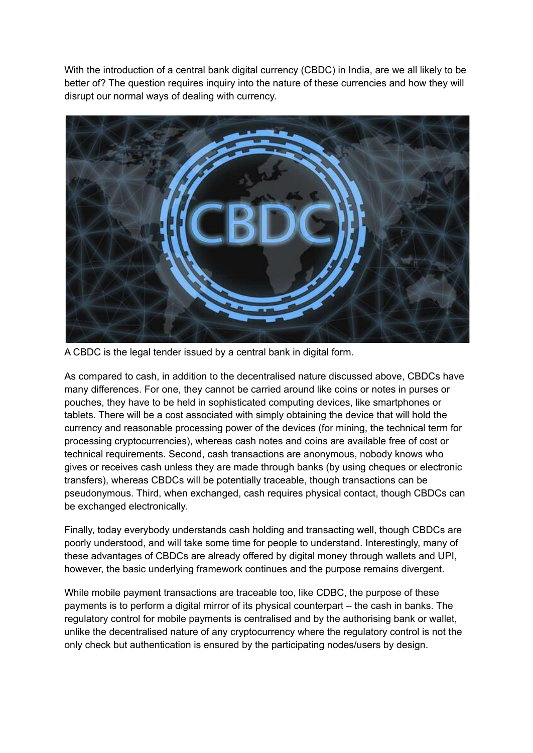With the introduction of a central bank digital currency (CBDC) in India, are we all likely to be better of? The question requires inquiry into the nature of these currencies and how they will disrupt our normal ways of dealing with currency.

A CBDC is the legal tender issued by a central bank in digital form.

As compared to cash, in addition to the decentralised nature discussed above, CBDCs have many differences. For one, they cannot be carried around like coins or notes in purses or pouches, they have to be held in sophisticated computing devices, like smartphones or tablets. There will be a cost associated with simply obtaining the device that will hold the currency and reasonable processing power of the devices (for mining, the technical term for processing cryptocurrencies), whereas cash notes and coins are available free of cost or technical requirements. Second, cash transactions are anonymous, nobody knows who gives or receives cash unless they are made through banks (by using cheques or electronic transfers), whereas CBDCs will be potentially traceable, though transactions can be pseudonymous. Third, when exchanged, cash requires physical contact, though CBDCs can be exchanged electronically.

Finally, today everybody understands cash holding and transacting well, though CBDCs are poorly understood, and will take some time for people to understand. Interestingly, many of these advantages of CBDCs are already offered by digital money through wallets and UPI, however, the basic underlying framework continues and the purpose remains divergent.

While mobile payment transactions are traceable too, like CDBC, the purpose of these payments is to perform a digital mirror of its physical counterpart – the cash in banks. The regulatory control for mobile payments is centralised and by the authorising bank or wallet, unlike the decentralised nature of any cryptocurrency where the regulatory control is not the only check but authentication is ensured by the participating nodes/users by design.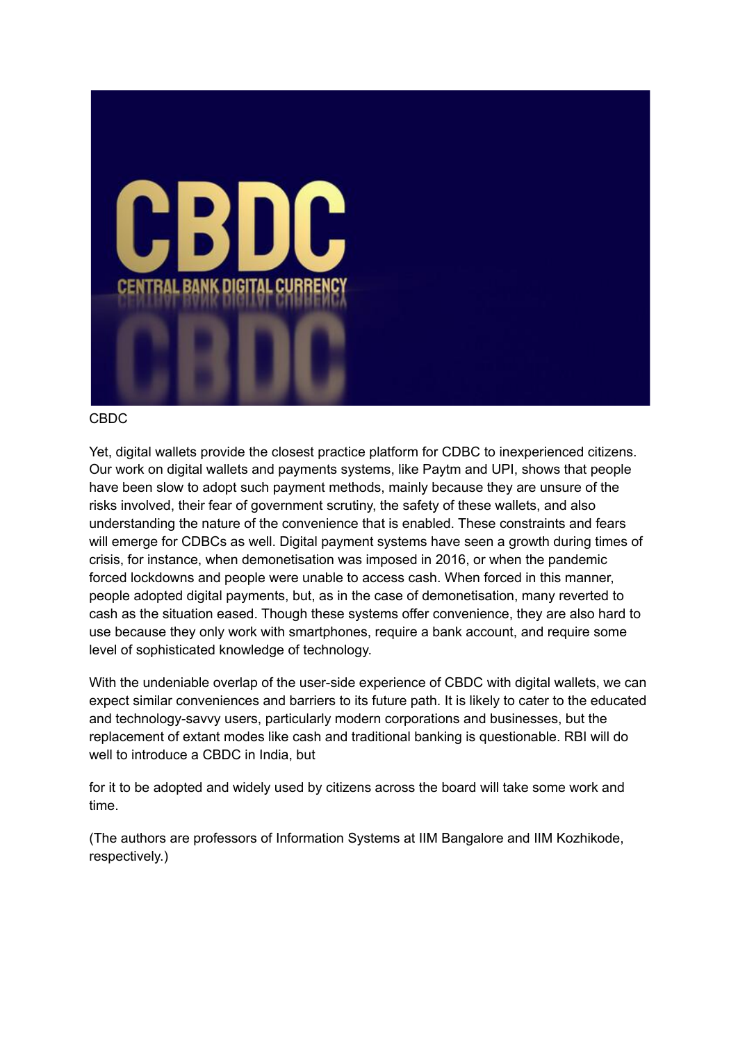CBDC

Yet, digital wallets provide the closest practice platform for CDBC to inexperienced citizens. Our work on digital wallets and payments systems, like Paytm and UPI, shows that people have been slow to adopt such payment methods, mainly because they are unsure of the risks involved, their fear of government scrutiny, the safety of these wallets, and also understanding the nature of the convenience that is enabled. These constraints and fears will emerge for CDBCs as well. Digital payment systems have seen a growth during times of crisis, for instance, when demonetisation was imposed in 2016, or when the pandemic forced lockdowns and people were unable to access cash. When forced in this manner, people adopted digital payments, but, as in the case of demonetisation, many reverted to cash as the situation eased. Though these systems offer convenience, they are also hard to use because they only work with smartphones, require a bank account, and require some level of sophisticated knowledge of technology.

With the undeniable overlap of the user-side experience of CBDC with digital wallets, we can expect similar conveniences and barriers to its future path. It is likely to cater to the educated and technology-savvy users, particularly modern corporations and businesses, but the replacement of extant modes like cash and traditional banking is questionable. RBI will do well to introduce a CBDC in India, but

for it to be adopted and widely used by citizens across the board will take some work and time.

(The authors are professors of Information Systems at IIM Bangalore and IIM Kozhikode, respectively.)